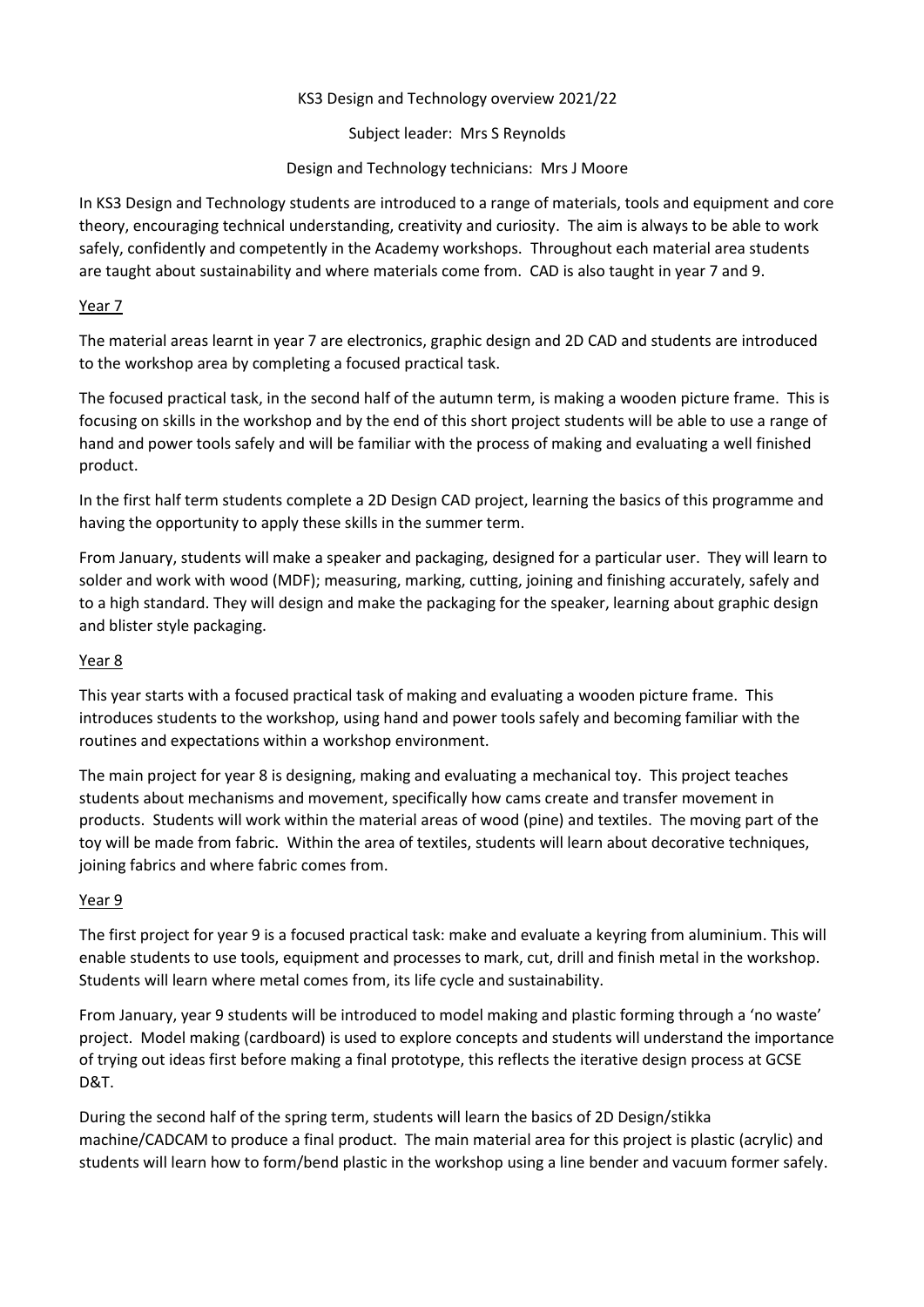KS3 Design and Technology overview 2021/22

Subject leader: Mrs S Reynolds

Design and Technology technicians: Mrs J Moore

In KS3 Design and Technology students are introduced to a range of materials, tools and equipment and core theory, encouraging technical understanding, creativity and curiosity. The aim is always to be able to work safely, confidently and competently in the Academy workshops. Throughout each material area students are taught about sustainability and where materials come from. CAD is also taught in year 7 and 9.

## Year 7

The material areas learnt in year 7 are electronics, graphic design and 2D CAD and students are introduced to the workshop area by completing a focused practical task.

The focused practical task, in the second half of the autumn term, is making a wooden picture frame. This is focusing on skills in the workshop and by the end of this short project students will be able to use a range of hand and power tools safely and will be familiar with the process of making and evaluating a well finished product.

In the first half term students complete a 2D Design CAD project, learning the basics of this programme and having the opportunity to apply these skills in the summer term.

From January, students will make a speaker and packaging, designed for a particular user. They will learn to solder and work with wood (MDF); measuring, marking, cutting, joining and finishing accurately, safely and to a high standard. They will design and make the packaging for the speaker, learning about graphic design and blister style packaging.

## Year 8

This year starts with a focused practical task of making and evaluating a wooden picture frame. This introduces students to the workshop, using hand and power tools safely and becoming familiar with the routines and expectations within a workshop environment.

The main project for year 8 is designing, making and evaluating a mechanical toy. This project teaches students about mechanisms and movement, specifically how cams create and transfer movement in products. Students will work within the material areas of wood (pine) and textiles. The moving part of the toy will be made from fabric. Within the area of textiles, students will learn about decorative techniques, joining fabrics and where fabric comes from.

## Year 9

The first project for year 9 is a focused practical task: make and evaluate a keyring from aluminium. This will enable students to use tools, equipment and processes to mark, cut, drill and finish metal in the workshop. Students will learn where metal comes from, its life cycle and sustainability.

From January, year 9 students will be introduced to model making and plastic forming through a 'no waste' project. Model making (cardboard) is used to explore concepts and students will understand the importance of trying out ideas first before making a final prototype, this reflects the iterative design process at GCSE D&T.

During the second half of the spring term, students will learn the basics of 2D Design/stikka machine/CADCAM to produce a final product. The main material area for this project is plastic (acrylic) and students will learn how to form/bend plastic in the workshop using a line bender and vacuum former safely.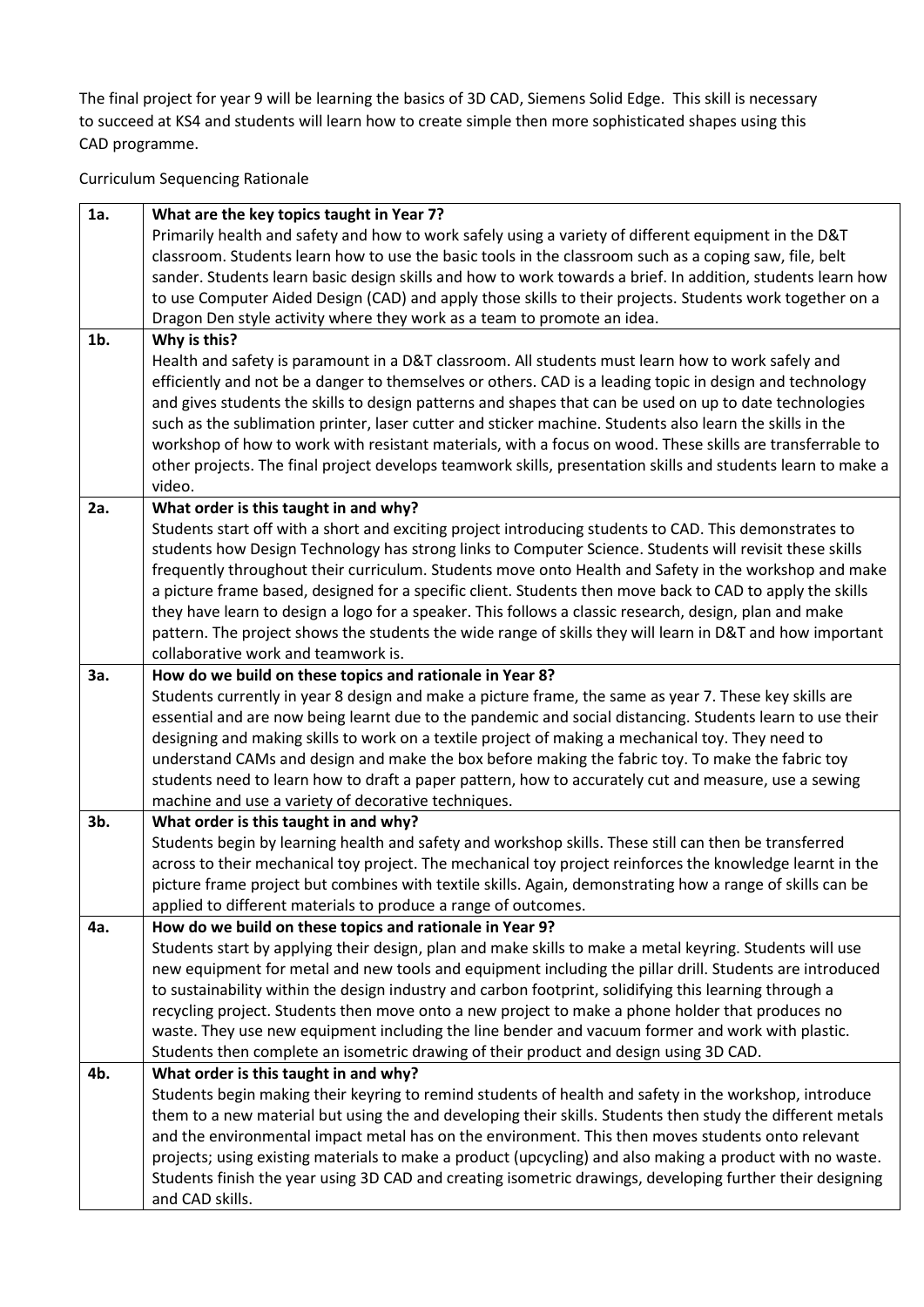The final project for year 9 will be learning the basics of 3D CAD, Siemens Solid Edge. This skill is necessary to succeed at KS4 and students will learn how to create simple then more sophisticated shapes using this CAD programme.

Curriculum Sequencing Rationale

| | |
|---|---|
| **1a.** | **What are the key topics taught in Year 7?**<br>Primarily health and safety and how to work safely using a variety of different equipment in the D&T classroom. Students learn how to use the basic tools in the classroom such as a coping saw, file, belt sander. Students learn basic design skills and how to work towards a brief. In addition, students learn how to use Computer Aided Design (CAD) and apply those skills to their projects. Students work together on a Dragon Den style activity where they work as a team to promote an idea. |
| **1b.** | **Why is this?**<br>Health and safety is paramount in a D&T classroom. All students must learn how to work safely and efficiently and not be a danger to themselves or others. CAD is a leading topic in design and technology and gives students the skills to design patterns and shapes that can be used on up to date technologies such as the sublimation printer, laser cutter and sticker machine. Students also learn the skills in the workshop of how to work with resistant materials, with a focus on wood. These skills are transferrable to other projects. The final project develops teamwork skills, presentation skills and students learn to make a video. |
| **2a.** | **What order is this taught in and why?**<br>Students start off with a short and exciting project introducing students to CAD. This demonstrates to students how Design Technology has strong links to Computer Science. Students will revisit these skills frequently throughout their curriculum. Students move onto Health and Safety in the workshop and make a picture frame based, designed for a specific client. Students then move back to CAD to apply the skills they have learn to design a logo for a speaker. This follows a classic research, design, plan and make pattern. The project shows the students the wide range of skills they will learn in D&T and how important collaborative work and teamwork is. |
| **3a.** | **How do we build on these topics and rationale in Year 8?**<br>Students currently in year 8 design and make a picture frame, the same as year 7. These key skills are essential and are now being learnt due to the pandemic and social distancing. Students learn to use their designing and making skills to work on a textile project of making a mechanical toy. They need to understand CAMs and design and make the box before making the fabric toy. To make the fabric toy students need to learn how to draft a paper pattern, how to accurately cut and measure, use a sewing machine and use a variety of decorative techniques. |
| **3b.** | **What order is this taught in and why?**<br>Students begin by learning health and safety and workshop skills. These still can then be transferred across to their mechanical toy project. The mechanical toy project reinforces the knowledge learnt in the picture frame project but combines with textile skills. Again, demonstrating how a range of skills can be applied to different materials to produce a range of outcomes. |
| **4a.** | **How do we build on these topics and rationale in Year 9?**<br>Students start by applying their design, plan and make skills to make a metal keyring. Students will use new equipment for metal and new tools and equipment including the pillar drill. Students are introduced to sustainability within the design industry and carbon footprint, solidifying this learning through a recycling project. Students then move onto a new project to make a phone holder that produces no waste. They use new equipment including the line bender and vacuum former and work with plastic. Students then complete an isometric drawing of their product and design using 3D CAD. |
| **4b.** | **What order is this taught in and why?**<br>Students begin making their keyring to remind students of health and safety in the workshop, introduce them to a new material but using the and developing their skills. Students then study the different metals and the environmental impact metal has on the environment. This then moves students onto relevant projects; using existing materials to make a product (upcycling) and also making a product with no waste. Students finish the year using 3D CAD and creating isometric drawings, developing further their designing and CAD skills. |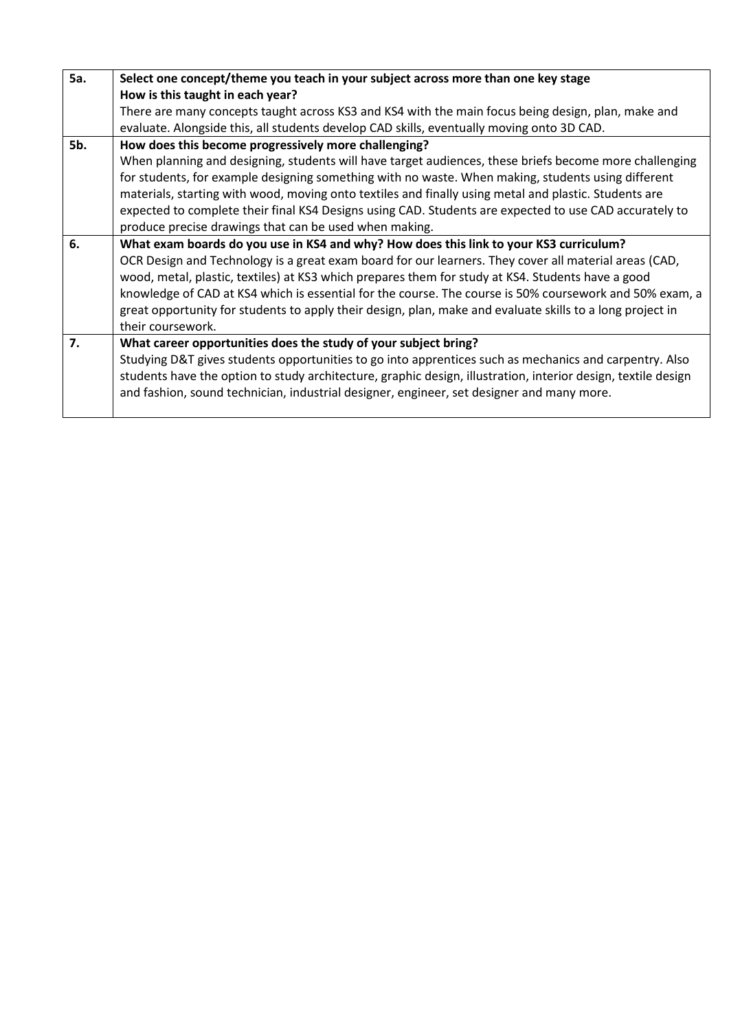| | |
|---|---|
| 5a. | **Select one concept/theme you teach in your subject across more than one key stage**<br>**How is this taught in each year?**<br>There are many concepts taught across KS3 and KS4 with the main focus being design, plan, make and evaluate. Alongside this, all students develop CAD skills, eventually moving onto 3D CAD. |
| 5b. | **How does this become progressively more challenging?**<br>When planning and designing, students will have target audiences, these briefs become more challenging for students, for example designing something with no waste. When making, students using different materials, starting with wood, moving onto textiles and finally using metal and plastic. Students are expected to complete their final KS4 Designs using CAD. Students are expected to use CAD accurately to produce precise drawings that can be used when making. |
| 6. | **What exam boards do you use in KS4 and why? How does this link to your KS3 curriculum?**<br>OCR Design and Technology is a great exam board for our learners. They cover all material areas (CAD, wood, metal, plastic, textiles) at KS3 which prepares them for study at KS4. Students have a good knowledge of CAD at KS4 which is essential for the course. The course is 50% coursework and 50% exam, a great opportunity for students to apply their design, plan, make and evaluate skills to a long project in their coursework. |
| 7. | **What career opportunities does the study of your subject bring?**<br>Studying D&T gives students opportunities to go into apprentices such as mechanics and carpentry. Also students have the option to study architecture, graphic design, illustration, interior design, textile design and fashion, sound technician, industrial designer, engineer, set designer and many more. |